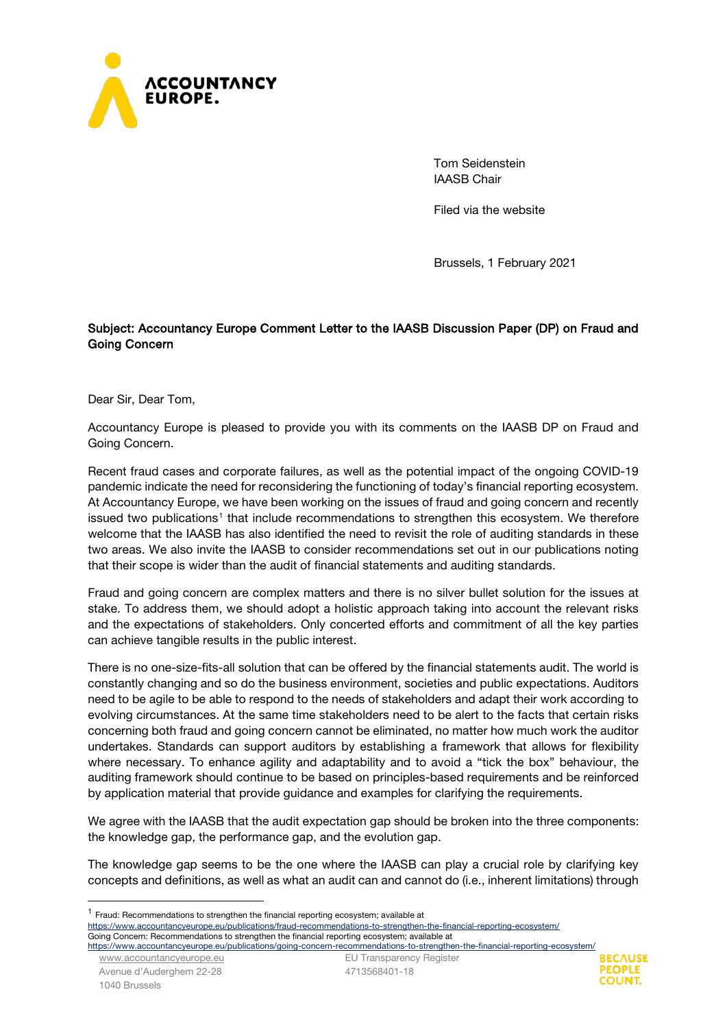Tom Seidenstein
IASB Chair

Filed via the website

Brussels, 1 February 2021

**Subject: Accountancy Europe Comment Letter to the IAASB Discussion Paper (DP) on Fraud and Going Concern**

Dear Sir, Dear Tom,

Accountancy Europe is pleased to provide you with its comments on the IAASB DP on Fraud and Going Concern.

Recent fraud cases and corporate failures, as well as the potential impact of the ongoing COVID-19 pandemic indicate the need for reconsidering the functioning of today's financial reporting ecosystem. At Accountancy Europe, we have been working on the issues of fraud and going concern and recently issued two publications[1] that include recommendations to strengthen this ecosystem. We therefore welcome that the IAASB has also identified the need to revisit the role of auditing standards in these two areas. We also invite the IAASB to consider recommendations set out in our publications noting that their scope is wider than the audit of financial statements and auditing standards.

Fraud and going concern are complex matters and there is no silver bullet solution for the issues at stake. To address them, we should adopt a holistic approach taking into account the relevant risks and the expectations of stakeholders. Only concerted efforts and commitment of all the key parties can achieve tangible results in the public interest.

There is no one-size-fits-all solution that can be offered by the financial statements audit. The world is constantly changing and so do the business environment, societies and public expectations. Auditors need to be agile to be able to respond to the needs of stakeholders and adapt their work according to evolving circumstances. At the same time stakeholders need to be alert to the facts that certain risks concerning both fraud and going concern cannot be eliminated, no matter how much work the auditor undertakes. Standards can support auditors by establishing a framework that allows for flexibility where necessary. To enhance agility and adaptability and to avoid a "tick the box" behaviour, the auditing framework should continue to be based on principles-based requirements and be reinforced by application material that provide guidance and examples for clarifying the requirements.

We agree with the IAASB that the audit expectation gap should be broken into the three components: the knowledge gap, the performance gap, and the evolution gap.

The knowledge gap seems to be the one where the IAASB can play a crucial role by clarifying key concepts and definitions, as well as what an audit can and cannot do (i.e., inherent limitations) through

---

[1] Fraud: Recommendations to strengthen the financial reporting ecosystem; available at https://www.accountancyeurope.eu/publications/fraud-recommendations-to-strengthen-the-financial-reporting-ecosystem/
Going Concern: Recommendations to strengthen the financial reporting ecosystem; available at https://www.accountancyeurope.eu/publications/going-concern-recommendations-to-strengthen-the-financial-reporting-ecosystem/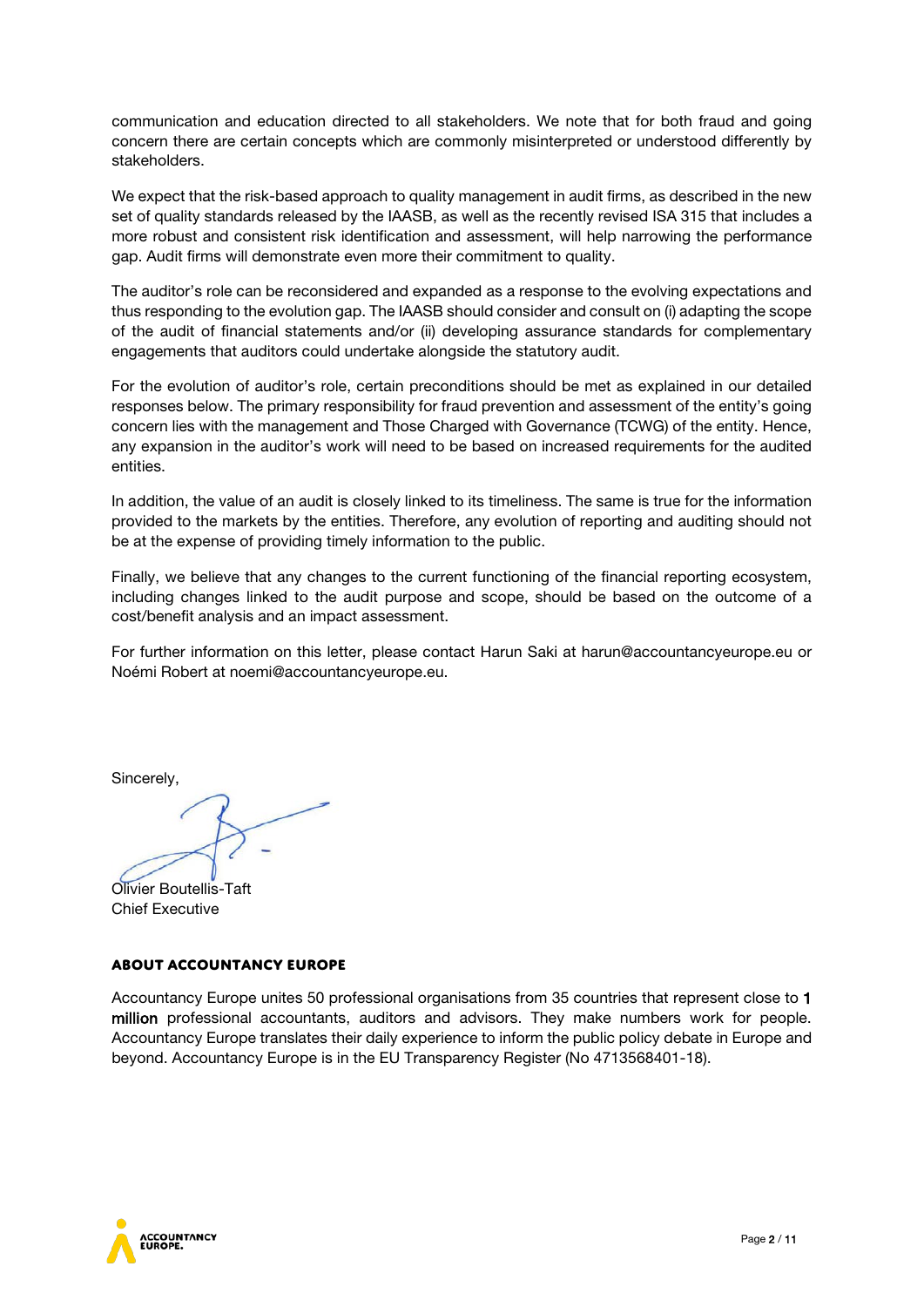communication and education directed to all stakeholders. We note that for both fraud and going concern there are certain concepts which are commonly misinterpreted or understood differently by stakeholders.

We expect that the risk-based approach to quality management in audit firms, as described in the new set of quality standards released by the IAASB, as well as the recently revised ISA 315 that includes a more robust and consistent risk identification and assessment, will help narrowing the performance gap. Audit firms will demonstrate even more their commitment to quality.

The auditor's role can be reconsidered and expanded as a response to the evolving expectations and thus responding to the evolution gap. The IAASB should consider and consult on (i) adapting the scope of the audit of financial statements and/or (ii) developing assurance standards for complementary engagements that auditors could undertake alongside the statutory audit.

For the evolution of auditor's role, certain preconditions should be met as explained in our detailed responses below. The primary responsibility for fraud prevention and assessment of the entity's going concern lies with the management and Those Charged with Governance (TCWG) of the entity. Hence, any expansion in the auditor's work will need to be based on increased requirements for the audited entities.

In addition, the value of an audit is closely linked to its timeliness. The same is true for the information provided to the markets by the entities. Therefore, any evolution of reporting and auditing should not be at the expense of providing timely information to the public.

Finally, we believe that any changes to the current functioning of the financial reporting ecosystem, including changes linked to the audit purpose and scope, should be based on the outcome of a cost/benefit analysis and an impact assessment.

For further information on this letter, please contact Harun Saki at harun@accountancyeurope.eu or Noémi Robert at noemi@accountancyeurope.eu.

Sincerely,

Olivier Boutellis-Taft
Chief Executive

## ABOUT ACCOUNTANCY EUROPE

Accountancy Europe unites 50 professional organisations from 35 countries that represent close to **1 million** professional accountants, auditors and advisors. They make numbers work for people. Accountancy Europe translates their daily experience to inform the public policy debate in Europe and beyond. Accountancy Europe is in the EU Transparency Register (No 4713568401-18).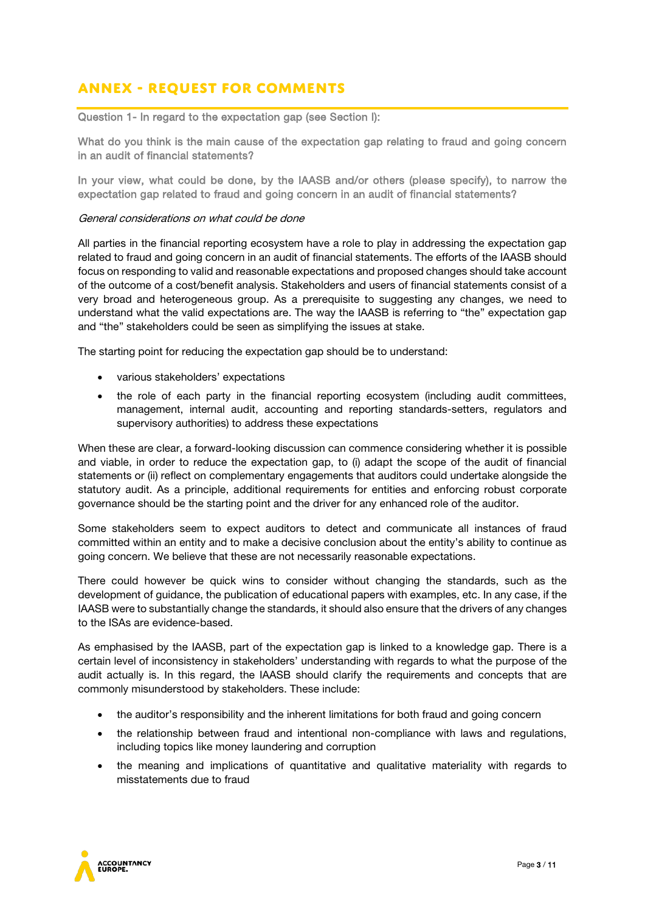## ANNEX - REQUEST FOR COMMENTS

**Question 1- In regard to the expectation gap (see Section I):**

**What do you think is the main cause of the expectation gap relating to fraud and going concern in an audit of financial statements?**

**In your view, what could be done, by the IAASB and/or others (please specify), to narrow the expectation gap related to fraud and going concern in an audit of financial statements?**

*General considerations on what could be done*

All parties in the financial reporting ecosystem have a role to play in addressing the expectation gap related to fraud and going concern in an audit of financial statements. The efforts of the IAASB should focus on responding to valid and reasonable expectations and proposed changes should take account of the outcome of a cost/benefit analysis. Stakeholders and users of financial statements consist of a very broad and heterogeneous group. As a prerequisite to suggesting any changes, we need to understand what the valid expectations are. The way the IAASB is referring to "the" expectation gap and "the" stakeholders could be seen as simplifying the issues at stake.

The starting point for reducing the expectation gap should be to understand:

- various stakeholders' expectations
- the role of each party in the financial reporting ecosystem (including audit committees, management, internal audit, accounting and reporting standards-setters, regulators and supervisory authorities) to address these expectations

When these are clear, a forward-looking discussion can commence considering whether it is possible and viable, in order to reduce the expectation gap, to (i) adapt the scope of the audit of financial statements or (ii) reflect on complementary engagements that auditors could undertake alongside the statutory audit. As a principle, additional requirements for entities and enforcing robust corporate governance should be the starting point and the driver for any enhanced role of the auditor.

Some stakeholders seem to expect auditors to detect and communicate all instances of fraud committed within an entity and to make a decisive conclusion about the entity's ability to continue as going concern. We believe that these are not necessarily reasonable expectations.

There could however be quick wins to consider without changing the standards, such as the development of guidance, the publication of educational papers with examples, etc. In any case, if the IAASB were to substantially change the standards, it should also ensure that the drivers of any changes to the ISAs are evidence-based.

As emphasised by the IAASB, part of the expectation gap is linked to a knowledge gap. There is a certain level of inconsistency in stakeholders' understanding with regards to what the purpose of the audit actually is. In this regard, the IAASB should clarify the requirements and concepts that are commonly misunderstood by stakeholders. These include:

- the auditor's responsibility and the inherent limitations for both fraud and going concern
- the relationship between fraud and intentional non-compliance with laws and regulations, including topics like money laundering and corruption
- the meaning and implications of quantitative and qualitative materiality with regards to misstatements due to fraud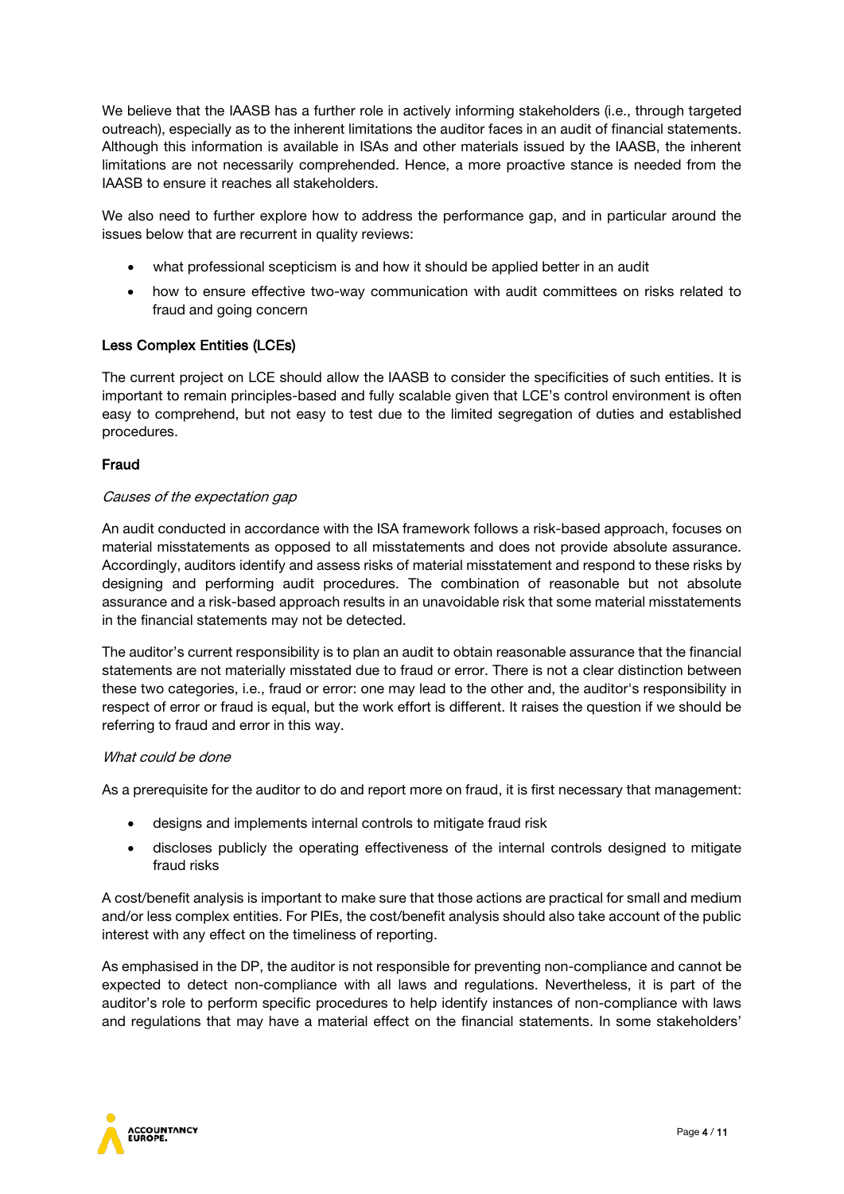We believe that the IAASB has a further role in actively informing stakeholders (i.e., through targeted outreach), especially as to the inherent limitations the auditor faces in an audit of financial statements. Although this information is available in ISAs and other materials issued by the IAASB, the inherent limitations are not necessarily comprehended. Hence, a more proactive stance is needed from the IAASB to ensure it reaches all stakeholders.

We also need to further explore how to address the performance gap, and in particular around the issues below that are recurrent in quality reviews:

- what professional scepticism is and how it should be applied better in an audit
- how to ensure effective two-way communication with audit committees on risks related to fraud and going concern

### Less Complex Entities (LCEs)

The current project on LCE should allow the IAASB to consider the specificities of such entities. It is important to remain principles-based and fully scalable given that LCE's control environment is often easy to comprehend, but not easy to test due to the limited segregation of duties and established procedures.

### Fraud

*Causes of the expectation gap*

An audit conducted in accordance with the ISA framework follows a risk-based approach, focuses on material misstatements as opposed to all misstatements and does not provide absolute assurance. Accordingly, auditors identify and assess risks of material misstatement and respond to these risks by designing and performing audit procedures. The combination of reasonable but not absolute assurance and a risk-based approach results in an unavoidable risk that some material misstatements in the financial statements may not be detected.

The auditor's current responsibility is to plan an audit to obtain reasonable assurance that the financial statements are not materially misstated due to fraud or error. There is not a clear distinction between these two categories, i.e., fraud or error: one may lead to the other and, the auditor's responsibility in respect of error or fraud is equal, but the work effort is different. It raises the question if we should be referring to fraud and error in this way.

*What could be done*

As a prerequisite for the auditor to do and report more on fraud, it is first necessary that management:

- designs and implements internal controls to mitigate fraud risk
- discloses publicly the operating effectiveness of the internal controls designed to mitigate fraud risks

A cost/benefit analysis is important to make sure that those actions are practical for small and medium and/or less complex entities. For PIEs, the cost/benefit analysis should also take account of the public interest with any effect on the timeliness of reporting.

As emphasised in the DP, the auditor is not responsible for preventing non-compliance and cannot be expected to detect non-compliance with all laws and regulations. Nevertheless, it is part of the auditor's role to perform specific procedures to help identify instances of non-compliance with laws and regulations that may have a material effect on the financial statements. In some stakeholders'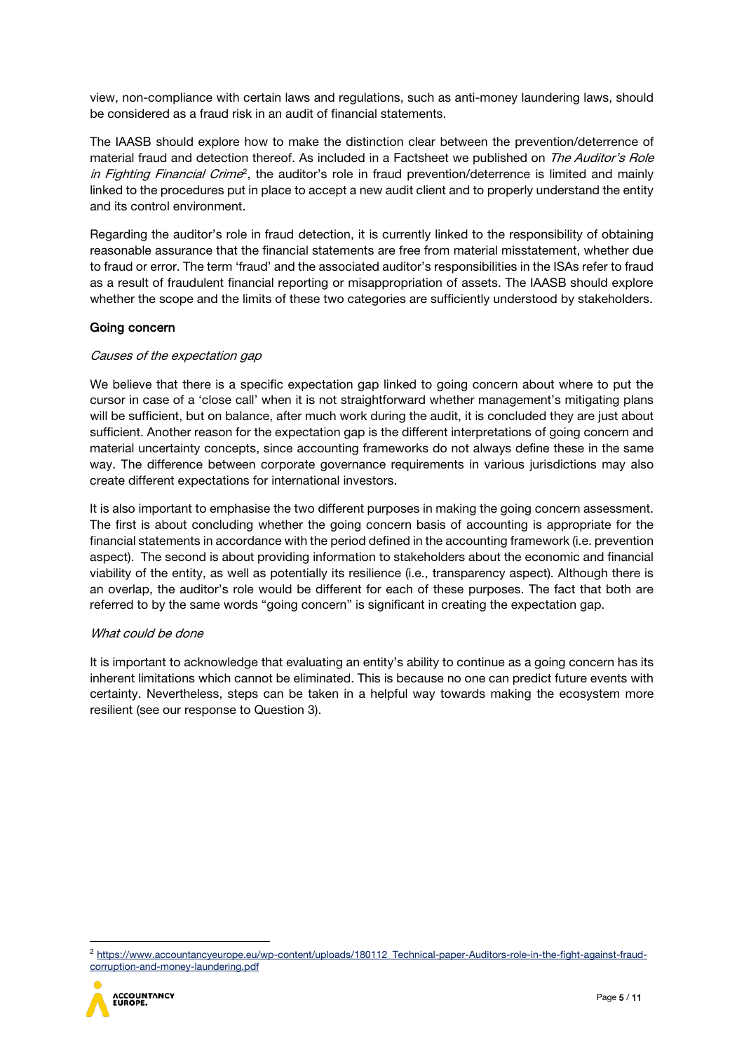view, non-compliance with certain laws and regulations, such as anti-money laundering laws, should be considered as a fraud risk in an audit of financial statements.

The IAASB should explore how to make the distinction clear between the prevention/deterrence of material fraud and detection thereof. As included in a Factsheet we published on *The Auditor's Role in Fighting Financial Crime*[2], the auditor's role in fraud prevention/deterrence is limited and mainly linked to the procedures put in place to accept a new audit client and to properly understand the entity and its control environment.

Regarding the auditor's role in fraud detection, it is currently linked to the responsibility of obtaining reasonable assurance that the financial statements are free from material misstatement, whether due to fraud or error. The term 'fraud' and the associated auditor's responsibilities in the ISAs refer to fraud as a result of fraudulent financial reporting or misappropriation of assets. The IAASB should explore whether the scope and the limits of these two categories are sufficiently understood by stakeholders.

### Going concern

#### *Causes of the expectation gap*

We believe that there is a specific expectation gap linked to going concern about where to put the cursor in case of a 'close call' when it is not straightforward whether management's mitigating plans will be sufficient, but on balance, after much work during the audit, it is concluded they are just about sufficient. Another reason for the expectation gap is the different interpretations of going concern and material uncertainty concepts, since accounting frameworks do not always define these in the same way. The difference between corporate governance requirements in various jurisdictions may also create different expectations for international investors.

It is also important to emphasise the two different purposes in making the going concern assessment. The first is about concluding whether the going concern basis of accounting is appropriate for the financial statements in accordance with the period defined in the accounting framework (i.e. prevention aspect). The second is about providing information to stakeholders about the economic and financial viability of the entity, as well as potentially its resilience (i.e., transparency aspect). Although there is an overlap, the auditor's role would be different for each of these purposes. The fact that both are referred to by the same words "going concern" is significant in creating the expectation gap.

#### *What could be done*

It is important to acknowledge that evaluating an entity's ability to continue as a going concern has its inherent limitations which cannot be eliminated. This is because no one can predict future events with certainty. Nevertheless, steps can be taken in a helpful way towards making the ecosystem more resilient (see our response to Question 3).

---

[2] https://www.accountancyeurope.eu/wp-content/uploads/180112_Technical-paper-Auditors-role-in-the-fight-against-fraud-corruption-and-money-laundering.pdf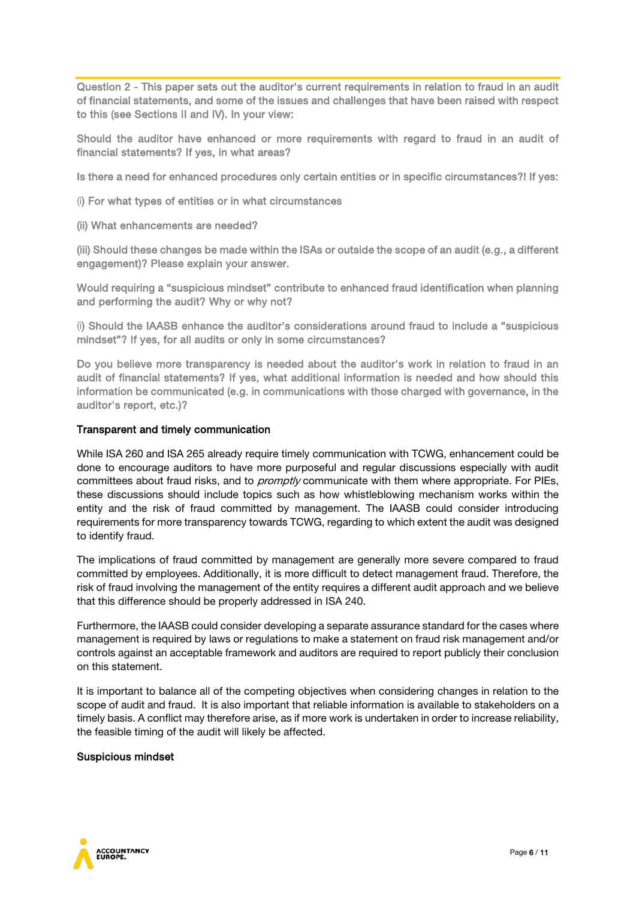Question 2 - This paper sets out the auditor's current requirements in relation to fraud in an audit of financial statements, and some of the issues and challenges that have been raised with respect to this (see Sections II and IV). In your view:

Should the auditor have enhanced or more requirements with regard to fraud in an audit of financial statements? If yes, in what areas?

Is there a need for enhanced procedures only certain entities or in specific circumstances?! If yes:

(i) For what types of entities or in what circumstances

(ii) What enhancements are needed?

(iii) Should these changes be made within the ISAs or outside the scope of an audit (e.g., a different engagement)? Please explain your answer.

Would requiring a "suspicious mindset" contribute to enhanced fraud identification when planning and performing the audit? Why or why not?

(i) Should the IAASB enhance the auditor's considerations around fraud to include a "suspicious mindset"? If yes, for all audits or only in some circumstances?

Do you believe more transparency is needed about the auditor's work in relation to fraud in an audit of financial statements? If yes, what additional information is needed and how should this information be communicated (e.g. in communications with those charged with governance, in the auditor's report, etc.)?

**Transparent and timely communication**

While ISA 260 and ISA 265 already require timely communication with TCWG, enhancement could be done to encourage auditors to have more purposeful and regular discussions especially with audit committees about fraud risks, and to *promptly* communicate with them where appropriate. For PIEs, these discussions should include topics such as how whistleblowing mechanism works within the entity and the risk of fraud committed by management. The IAASB could consider introducing requirements for more transparency towards TCWG, regarding to which extent the audit was designed to identify fraud.

The implications of fraud committed by management are generally more severe compared to fraud committed by employees. Additionally, it is more difficult to detect management fraud. Therefore, the risk of fraud involving the management of the entity requires a different audit approach and we believe that this difference should be properly addressed in ISA 240.

Furthermore, the IAASB could consider developing a separate assurance standard for the cases where management is required by laws or regulations to make a statement on fraud risk management and/or controls against an acceptable framework and auditors are required to report publicly their conclusion on this statement.

It is important to balance all of the competing objectives when considering changes in relation to the scope of audit and fraud. It is also important that reliable information is available to stakeholders on a timely basis. A conflict may therefore arise, as if more work is undertaken in order to increase reliability, the feasible timing of the audit will likely be affected.

**Suspicious mindset**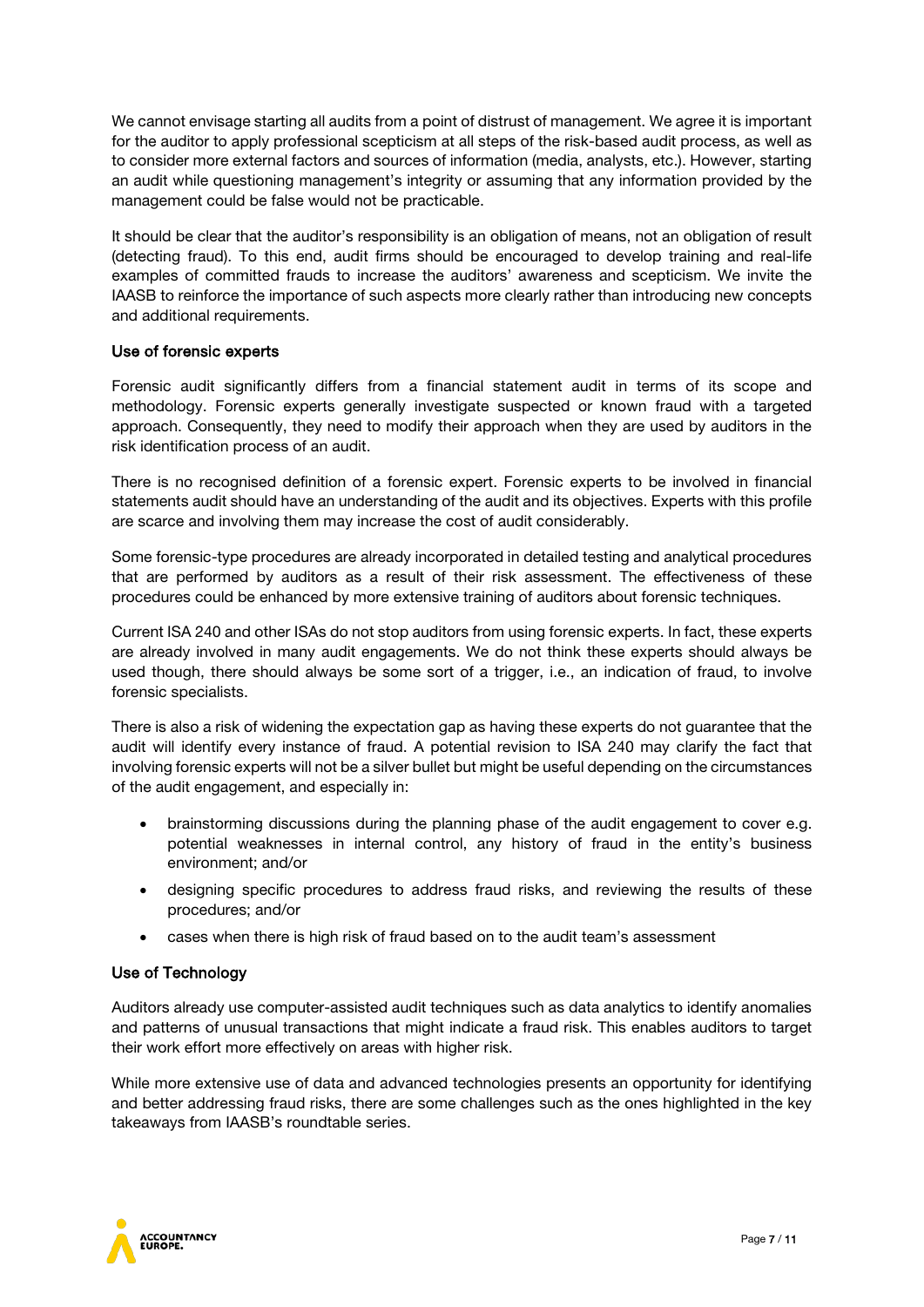We cannot envisage starting all audits from a point of distrust of management. We agree it is important for the auditor to apply professional scepticism at all steps of the risk-based audit process, as well as to consider more external factors and sources of information (media, analysts, etc.). However, starting an audit while questioning management's integrity or assuming that any information provided by the management could be false would not be practicable.

It should be clear that the auditor's responsibility is an obligation of means, not an obligation of result (detecting fraud). To this end, audit firms should be encouraged to develop training and real-life examples of committed frauds to increase the auditors' awareness and scepticism. We invite the IAASB to reinforce the importance of such aspects more clearly rather than introducing new concepts and additional requirements.

### Use of forensic experts

Forensic audit significantly differs from a financial statement audit in terms of its scope and methodology. Forensic experts generally investigate suspected or known fraud with a targeted approach. Consequently, they need to modify their approach when they are used by auditors in the risk identification process of an audit.

There is no recognised definition of a forensic expert. Forensic experts to be involved in financial statements audit should have an understanding of the audit and its objectives. Experts with this profile are scarce and involving them may increase the cost of audit considerably.

Some forensic-type procedures are already incorporated in detailed testing and analytical procedures that are performed by auditors as a result of their risk assessment. The effectiveness of these procedures could be enhanced by more extensive training of auditors about forensic techniques.

Current ISA 240 and other ISAs do not stop auditors from using forensic experts. In fact, these experts are already involved in many audit engagements. We do not think these experts should always be used though, there should always be some sort of a trigger, i.e., an indication of fraud, to involve forensic specialists.

There is also a risk of widening the expectation gap as having these experts do not guarantee that the audit will identify every instance of fraud. A potential revision to ISA 240 may clarify the fact that involving forensic experts will not be a silver bullet but might be useful depending on the circumstances of the audit engagement, and especially in:

- brainstorming discussions during the planning phase of the audit engagement to cover e.g. potential weaknesses in internal control, any history of fraud in the entity's business environment; and/or
- designing specific procedures to address fraud risks, and reviewing the results of these procedures; and/or
- cases when there is high risk of fraud based on to the audit team's assessment

### Use of Technology

Auditors already use computer-assisted audit techniques such as data analytics to identify anomalies and patterns of unusual transactions that might indicate a fraud risk. This enables auditors to target their work effort more effectively on areas with higher risk.

While more extensive use of data and advanced technologies presents an opportunity for identifying and better addressing fraud risks, there are some challenges such as the ones highlighted in the key takeaways from IAASB's roundtable series.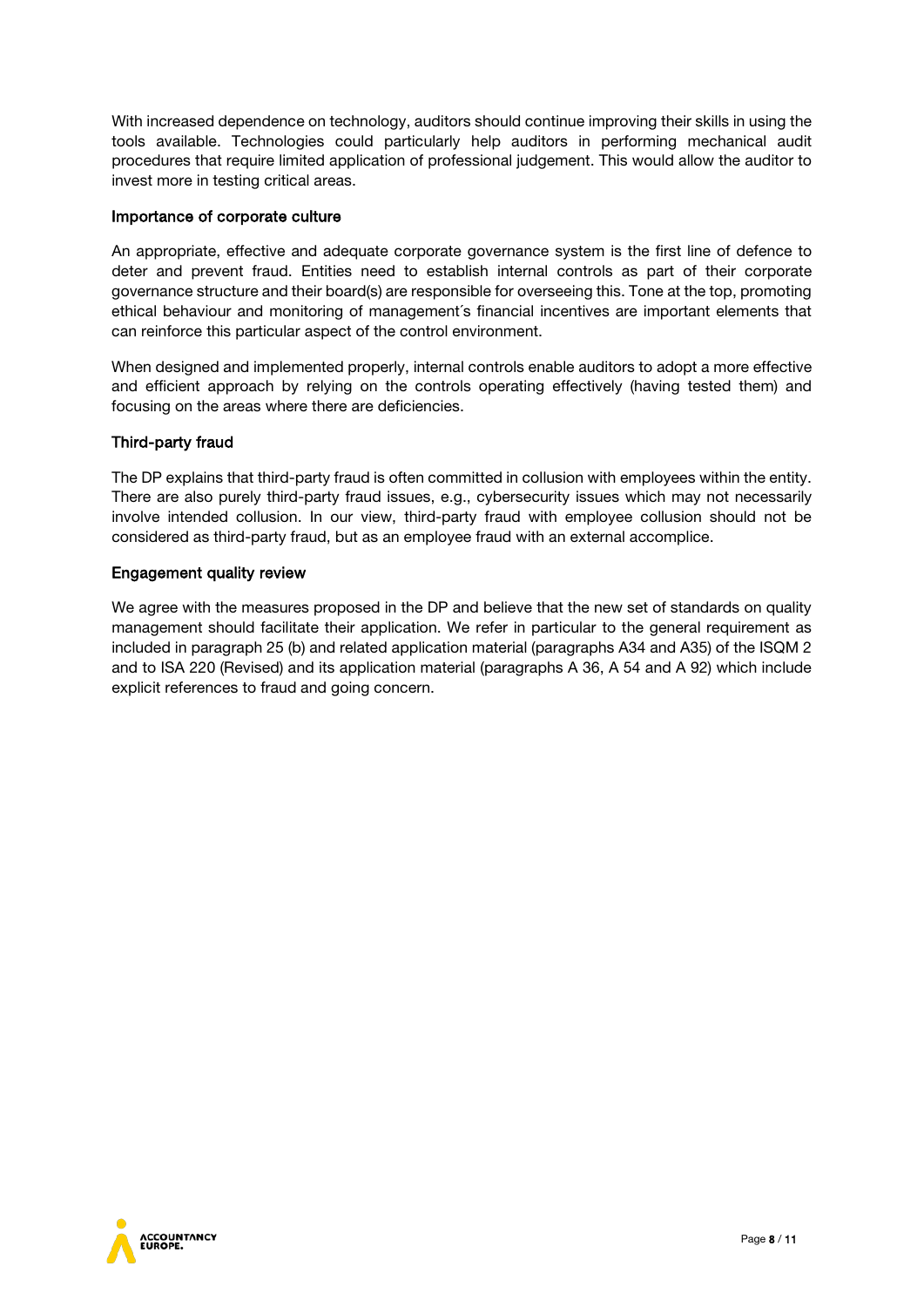With increased dependence on technology, auditors should continue improving their skills in using the tools available. Technologies could particularly help auditors in performing mechanical audit procedures that require limited application of professional judgement. This would allow the auditor to invest more in testing critical areas.

### Importance of corporate culture

An appropriate, effective and adequate corporate governance system is the first line of defence to deter and prevent fraud. Entities need to establish internal controls as part of their corporate governance structure and their board(s) are responsible for overseeing this. Tone at the top, promoting ethical behaviour and monitoring of management´s financial incentives are important elements that can reinforce this particular aspect of the control environment.

When designed and implemented properly, internal controls enable auditors to adopt a more effective and efficient approach by relying on the controls operating effectively (having tested them) and focusing on the areas where there are deficiencies.

### Third-party fraud

The DP explains that third-party fraud is often committed in collusion with employees within the entity. There are also purely third-party fraud issues, e.g., cybersecurity issues which may not necessarily involve intended collusion. In our view, third-party fraud with employee collusion should not be considered as third-party fraud, but as an employee fraud with an external accomplice.

### Engagement quality review

We agree with the measures proposed in the DP and believe that the new set of standards on quality management should facilitate their application. We refer in particular to the general requirement as included in paragraph 25 (b) and related application material (paragraphs A34 and A35) of the ISQM 2 and to ISA 220 (Revised) and its application material (paragraphs A 36, A 54 and A 92) which include explicit references to fraud and going concern.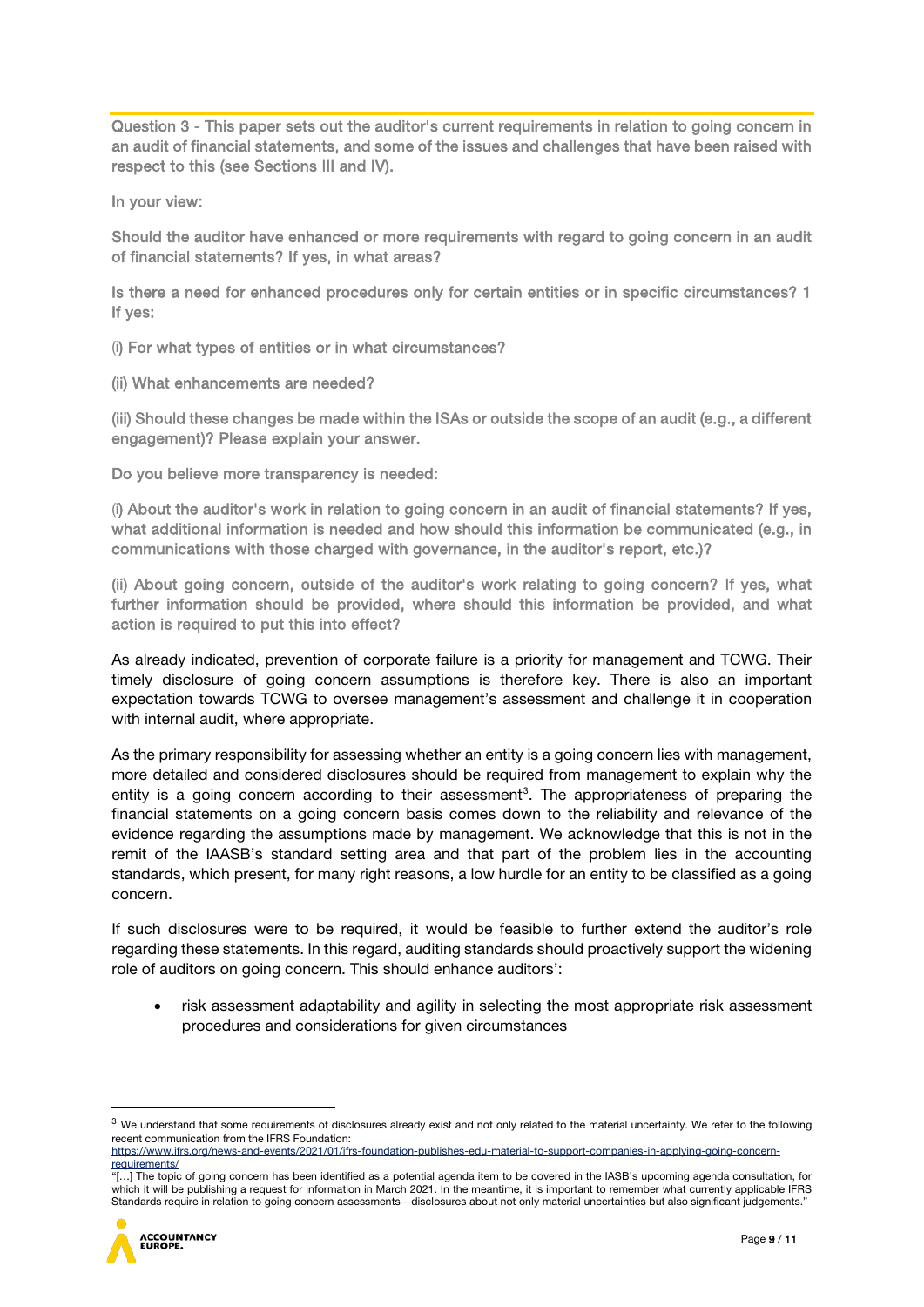Question 3 - This paper sets out the auditor's current requirements in relation to going concern in an audit of financial statements, and some of the issues and challenges that have been raised with respect to this (see Sections III and IV).

In your view:

Should the auditor have enhanced or more requirements with regard to going concern in an audit of financial statements? If yes, in what areas?

Is there a need for enhanced procedures only for certain entities or in specific circumstances? 1 If yes:

(i) For what types of entities or in what circumstances?

(ii) What enhancements are needed?

(iii) Should these changes be made within the ISAs or outside the scope of an audit (e.g., a different engagement)? Please explain your answer.

Do you believe more transparency is needed:

(i) About the auditor's work in relation to going concern in an audit of financial statements? If yes, what additional information is needed and how should this information be communicated (e.g., in communications with those charged with governance, in the auditor's report, etc.)?

(ii) About going concern, outside of the auditor's work relating to going concern? If yes, what further information should be provided, where should this information be provided, and what action is required to put this into effect?

As already indicated, prevention of corporate failure is a priority for management and TCWG. Their timely disclosure of going concern assumptions is therefore key. There is also an important expectation towards TCWG to oversee management's assessment and challenge it in cooperation with internal audit, where appropriate.

As the primary responsibility for assessing whether an entity is a going concern lies with management, more detailed and considered disclosures should be required from management to explain why the entity is a going concern according to their assessment[3]. The appropriateness of preparing the financial statements on a going concern basis comes down to the reliability and relevance of the evidence regarding the assumptions made by management. We acknowledge that this is not in the remit of the IAASB's standard setting area and that part of the problem lies in the accounting standards, which present, for many right reasons, a low hurdle for an entity to be classified as a going concern.

If such disclosures were to be required, it would be feasible to further extend the auditor's role regarding these statements. In this regard, auditing standards should proactively support the widening role of auditors on going concern. This should enhance auditors':

- risk assessment adaptability and agility in selecting the most appropriate risk assessment procedures and considerations for given circumstances

[3] We understand that some requirements of disclosures already exist and not only related to the material uncertainty. We refer to the following recent communication from the IFRS Foundation: https://www.ifrs.org/news-and-events/2021/01/ifrs-foundation-publishes-edu-material-to-support-companies-in-applying-going-concern-requirements/
"[…] The topic of going concern has been identified as a potential agenda item to be covered in the IASB's upcoming agenda consultation, for which it will be publishing a request for information in March 2021. In the meantime, it is important to remember what currently applicable IFRS Standards require in relation to going concern assessments—disclosures about not only material uncertainties but also significant judgements."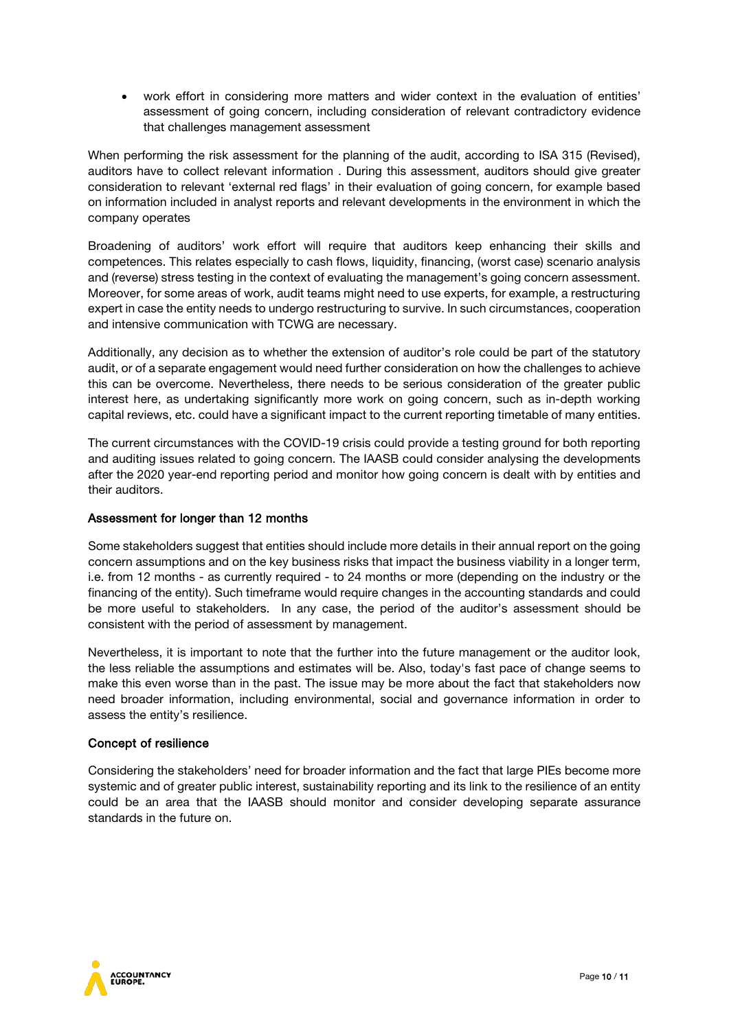- work effort in considering more matters and wider context in the evaluation of entities' assessment of going concern, including consideration of relevant contradictory evidence that challenges management assessment

When performing the risk assessment for the planning of the audit, according to ISA 315 (Revised), auditors have to collect relevant information . During this assessment, auditors should give greater consideration to relevant 'external red flags' in their evaluation of going concern, for example based on information included in analyst reports and relevant developments in the environment in which the company operates

Broadening of auditors' work effort will require that auditors keep enhancing their skills and competences. This relates especially to cash flows, liquidity, financing, (worst case) scenario analysis and (reverse) stress testing in the context of evaluating the management's going concern assessment. Moreover, for some areas of work, audit teams might need to use experts, for example, a restructuring expert in case the entity needs to undergo restructuring to survive. In such circumstances, cooperation and intensive communication with TCWG are necessary.

Additionally, any decision as to whether the extension of auditor's role could be part of the statutory audit, or of a separate engagement would need further consideration on how the challenges to achieve this can be overcome. Nevertheless, there needs to be serious consideration of the greater public interest here, as undertaking significantly more work on going concern, such as in-depth working capital reviews, etc. could have a significant impact to the current reporting timetable of many entities.

The current circumstances with the COVID-19 crisis could provide a testing ground for both reporting and auditing issues related to going concern. The IAASB could consider analysing the developments after the 2020 year-end reporting period and monitor how going concern is dealt with by entities and their auditors.

### Assessment for longer than 12 months

Some stakeholders suggest that entities should include more details in their annual report on the going concern assumptions and on the key business risks that impact the business viability in a longer term, i.e. from 12 months - as currently required - to 24 months or more (depending on the industry or the financing of the entity). Such timeframe would require changes in the accounting standards and could be more useful to stakeholders. In any case, the period of the auditor's assessment should be consistent with the period of assessment by management.

Nevertheless, it is important to note that the further into the future management or the auditor look, the less reliable the assumptions and estimates will be. Also, today's fast pace of change seems to make this even worse than in the past. The issue may be more about the fact that stakeholders now need broader information, including environmental, social and governance information in order to assess the entity's resilience.

### Concept of resilience

Considering the stakeholders' need for broader information and the fact that large PIEs become more systemic and of greater public interest, sustainability reporting and its link to the resilience of an entity could be an area that the IAASB should monitor and consider developing separate assurance standards in the future on.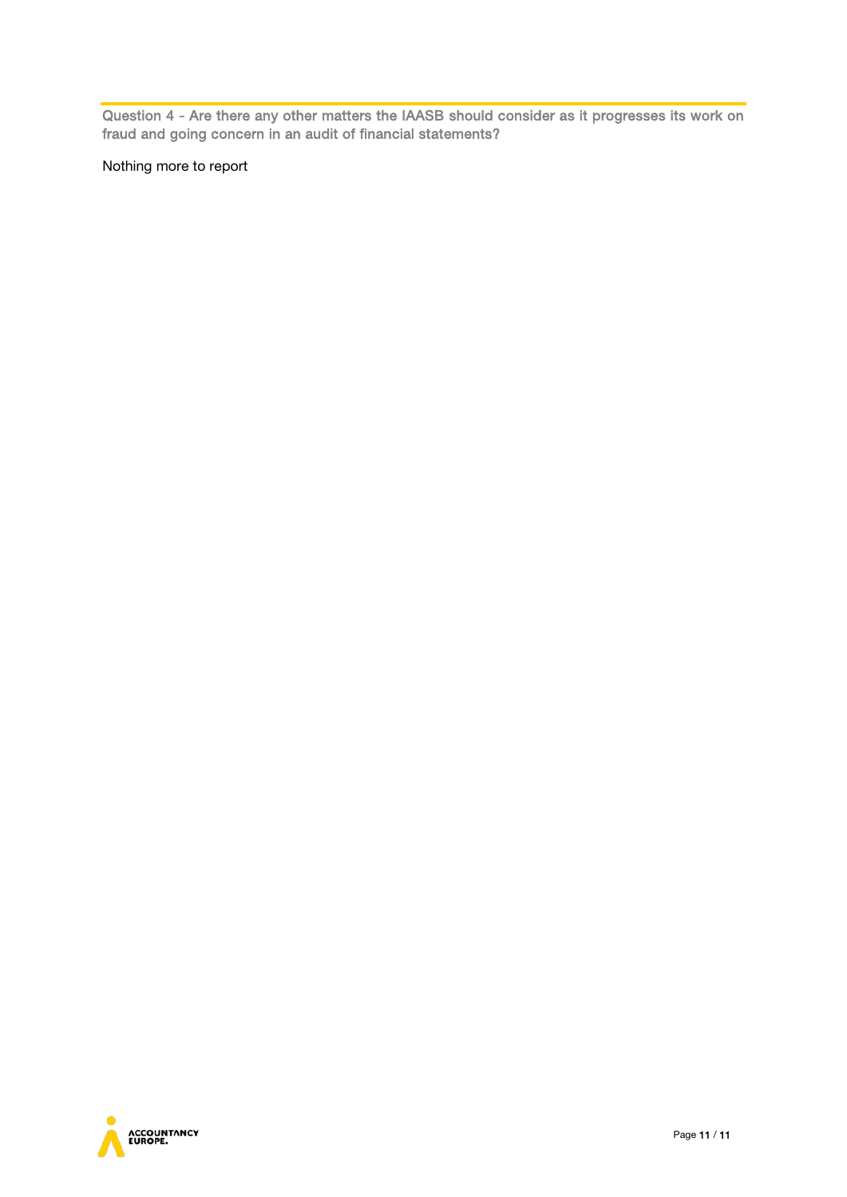**Question 4 - Are there any other matters the IAASB should consider as it progresses its work on fraud and going concern in an audit of financial statements?**

Nothing more to report